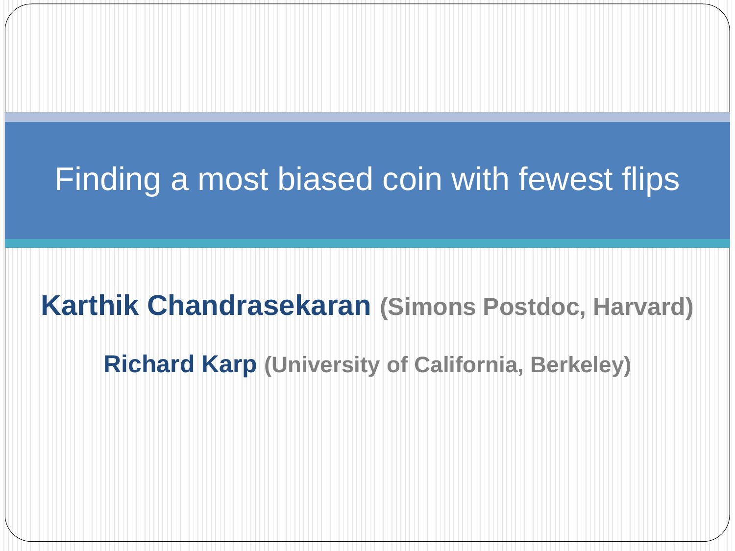# Finding a most biased coin with fewest flips

**Karthik Chandrasekaran** **(Simons Postdoc, Harvard)**

**Richard Karp** **(University of California, Berkeley)**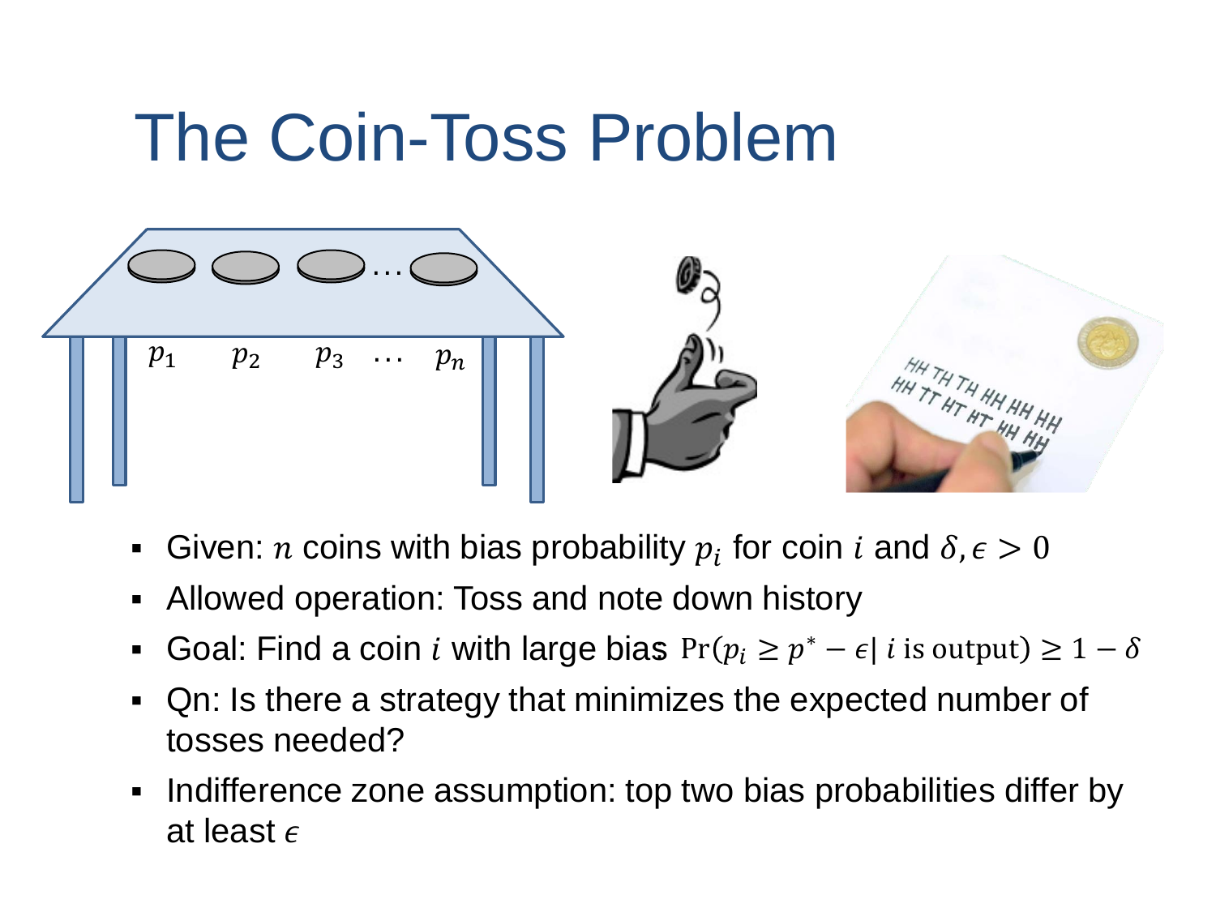# The Coin-Toss Problem

- Given: $n$ coins with bias probability $p_i$ for coin $i$ and $\delta, \epsilon > 0$
- Allowed operation: Toss and note down history
- Goal: Find a coin $i$ with large bias $\Pr(p_i \geq p^* - \epsilon | \, i \text{ is output}) \geq 1 - \delta$
- Qn: Is there a strategy that minimizes the expected number of tosses needed?
- Indifference zone assumption: top two bias probabilities differ by at least $\epsilon$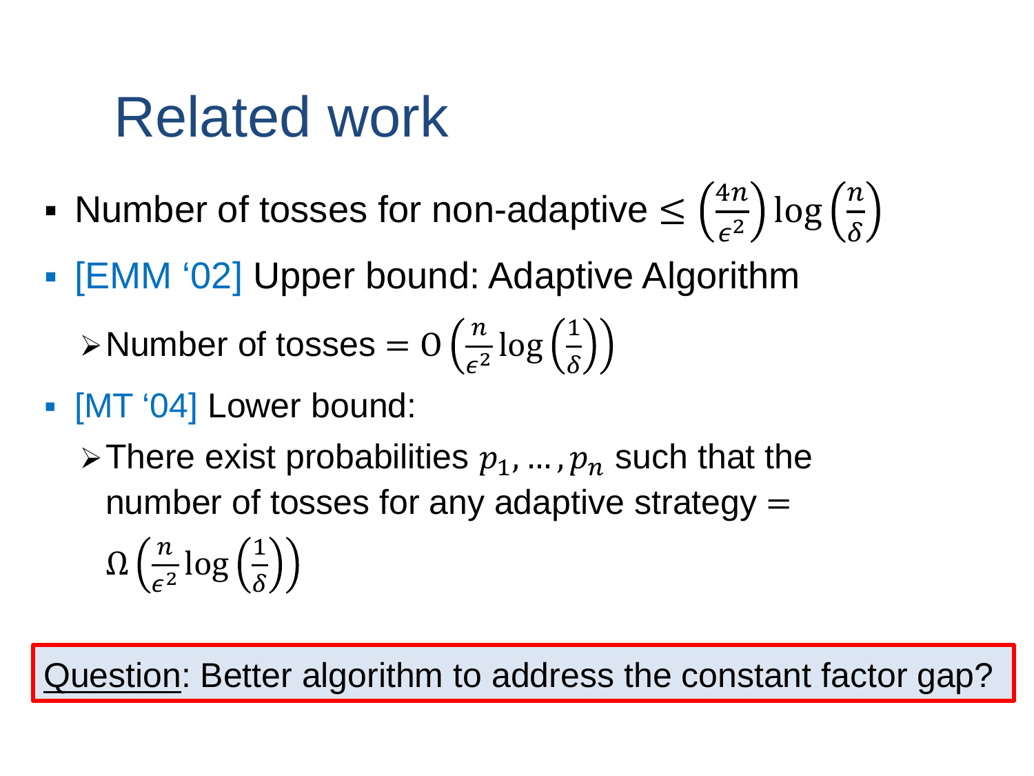# Related work

- Number of tosses for non-adaptive $\leq \left(\frac{4n}{\epsilon^2}\right)\log\left(\frac{n}{\delta}\right)$
- [EMM '02] Upper bound: Adaptive Algorithm
  - Number of tosses $= O\left(\frac{n}{\epsilon^2}\log\left(\frac{1}{\delta}\right)\right)$
- [MT '04] Lower bound:
  - There exist probabilities $p_1, \ldots, p_n$ such that the number of tosses for any adaptive strategy $= \Omega\left(\frac{n}{\epsilon^2}\log\left(\frac{1}{\delta}\right)\right)$

Question: Better algorithm to address the constant factor gap?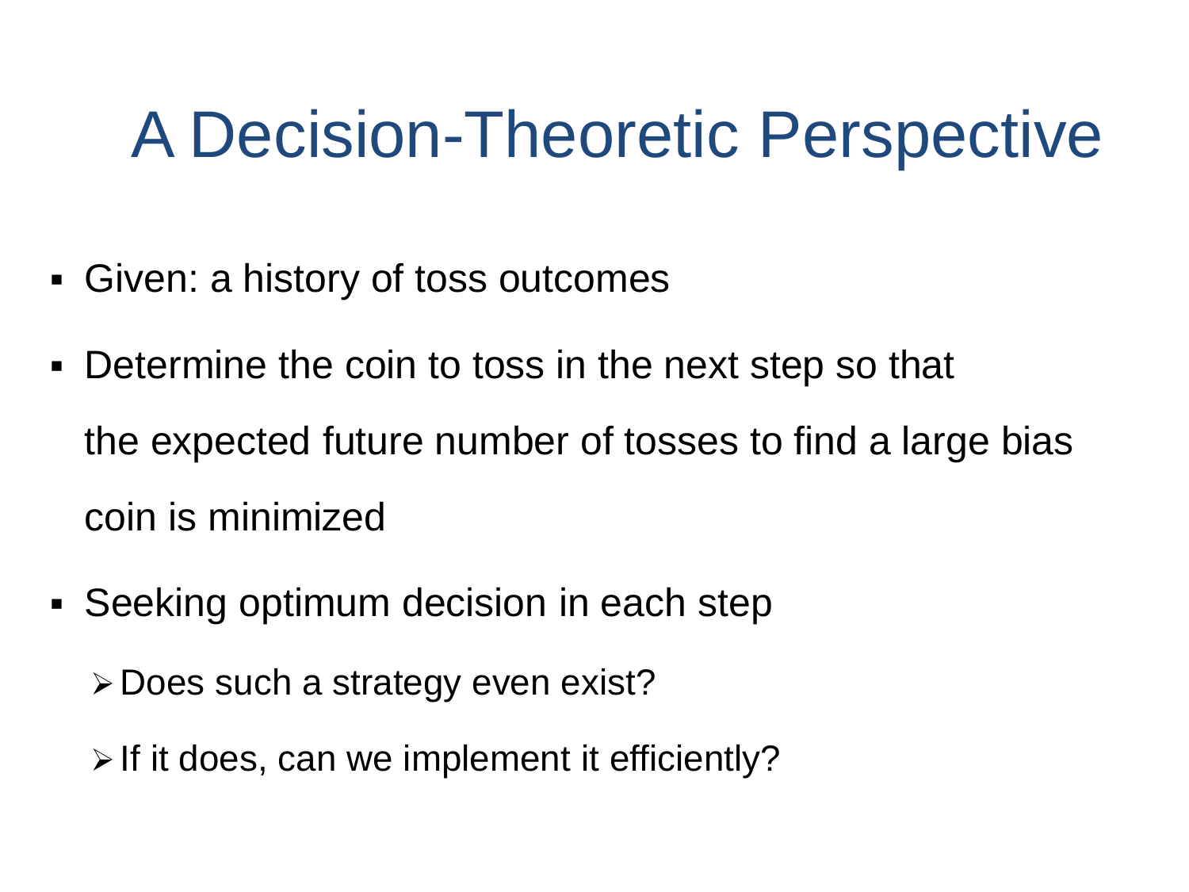# A Decision-Theoretic Perspective

- Given: a history of toss outcomes
- Determine the coin to toss in the next step so that the expected future number of tosses to find a large bias coin is minimized
- Seeking optimum decision in each step
  - Does such a strategy even exist?
  - If it does, can we implement it efficiently?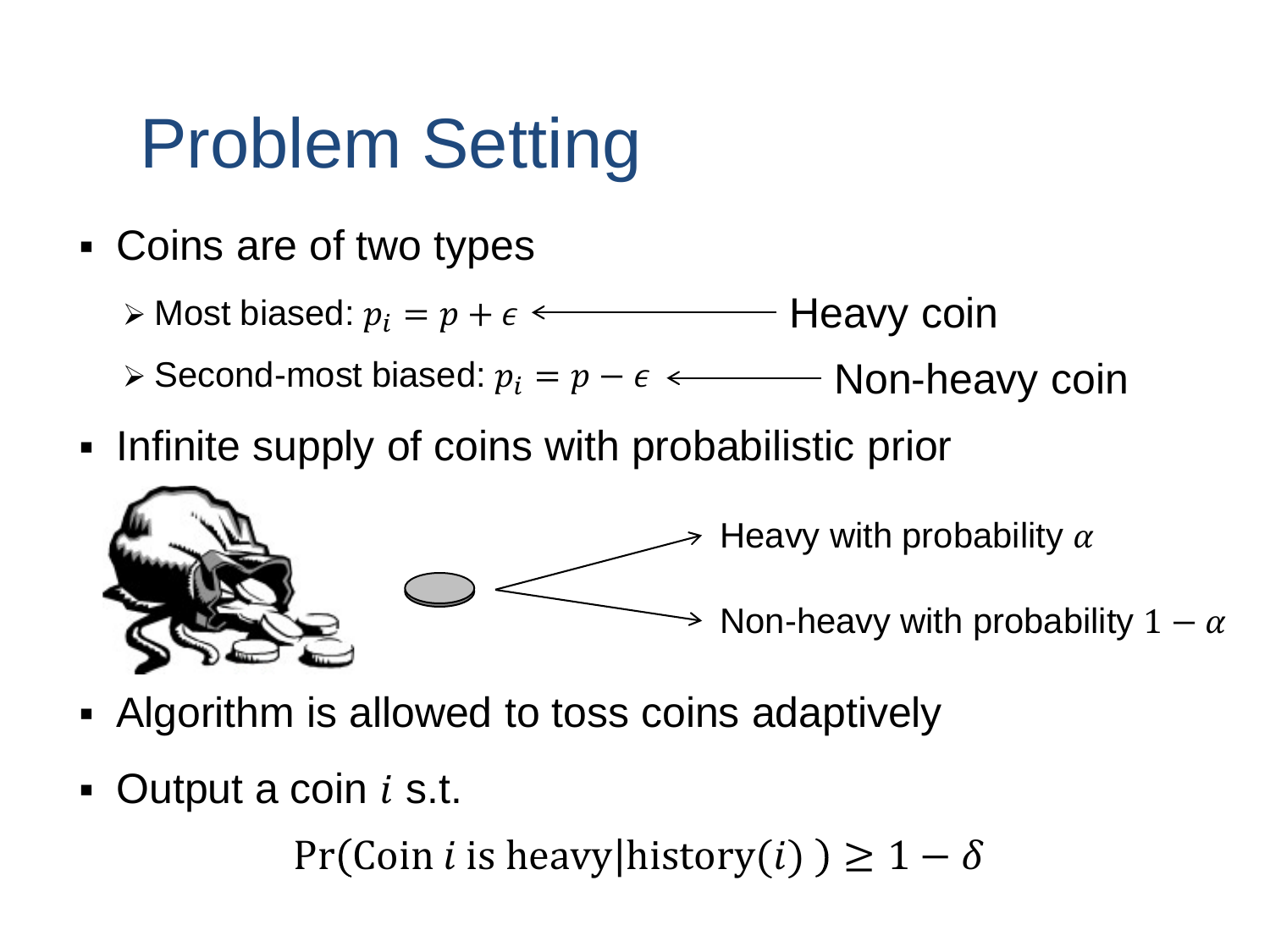# Problem Setting

- Coins are of two types
  - Most biased: $p_i = p + \epsilon$ ⟵ Heavy coin
  - Second-most biased: $p_i = p - \epsilon$ ⟵ Non-heavy coin
- Infinite supply of coins with probabilistic prior
  - Heavy with probability $\alpha$
  - Non-heavy with probability $1 - \alpha$
- Algorithm is allowed to toss coins adaptively
- Output a coin $i$ s.t.

$$\Pr(\text{Coin } i \text{ is heavy}|\text{history}(i)) \geq 1 - \delta$$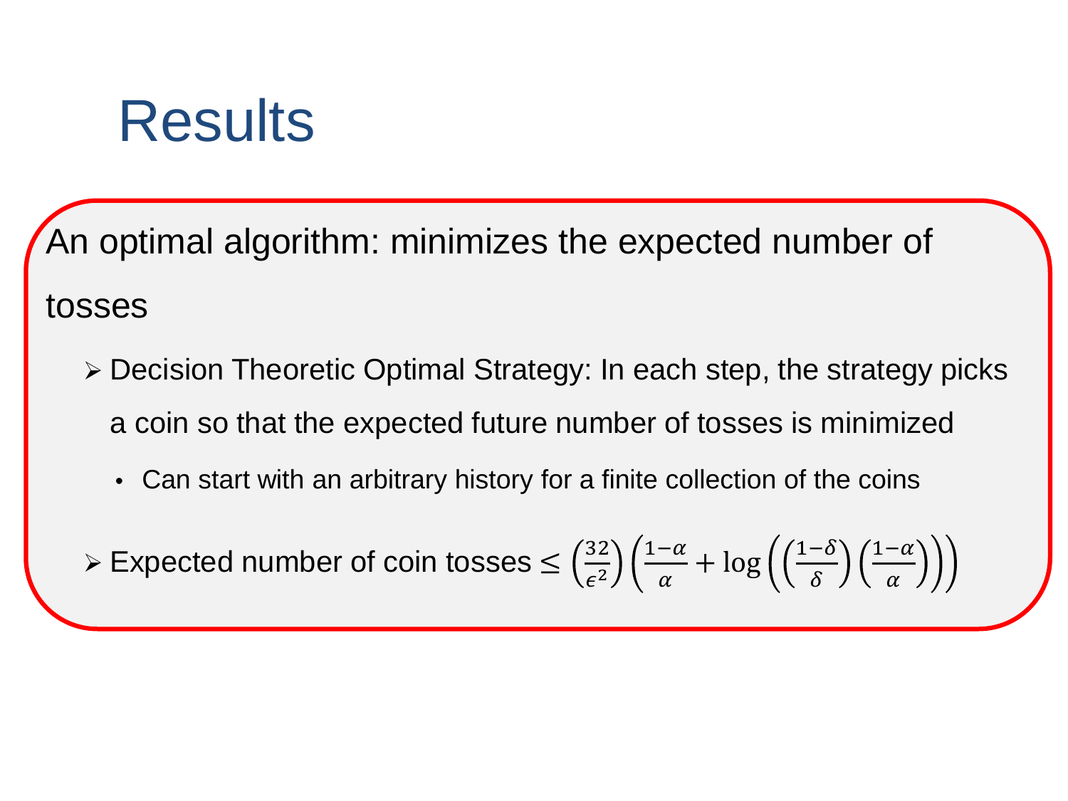# Results

An optimal algorithm: minimizes the expected number of tosses

- Decision Theoretic Optimal Strategy: In each step, the strategy picks a coin so that the expected future number of tosses is minimized
  - Can start with an arbitrary history for a finite collection of the coins
- Expected number of coin tosses $\leq \left(\frac{32}{\epsilon^2}\right)\left(\frac{1-\alpha}{\alpha} + \log\left(\left(\frac{1-\delta}{\delta}\right)\left(\frac{1-\alpha}{\alpha}\right)\right)\right)$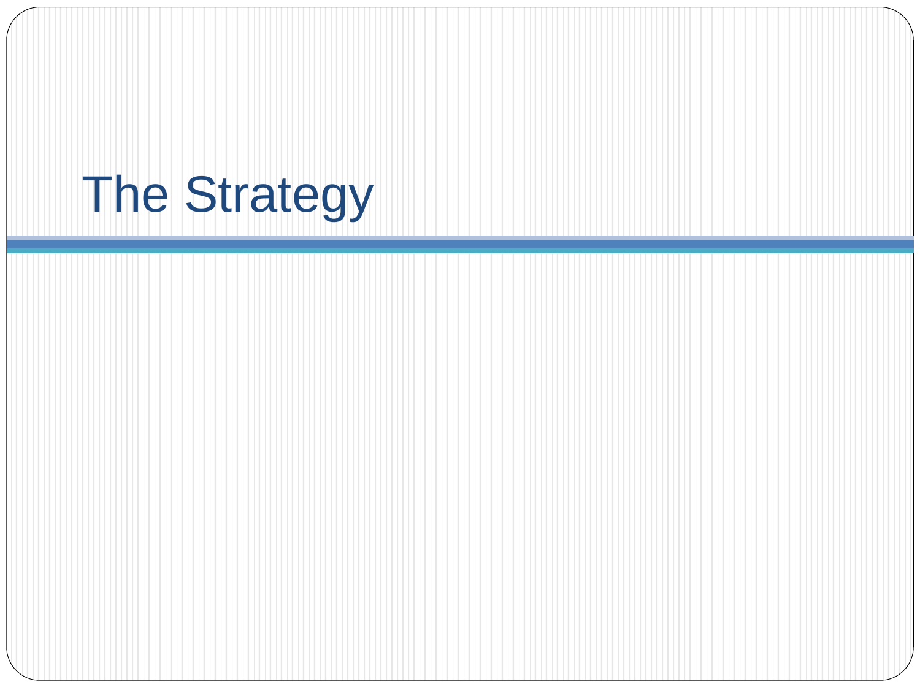# The Strategy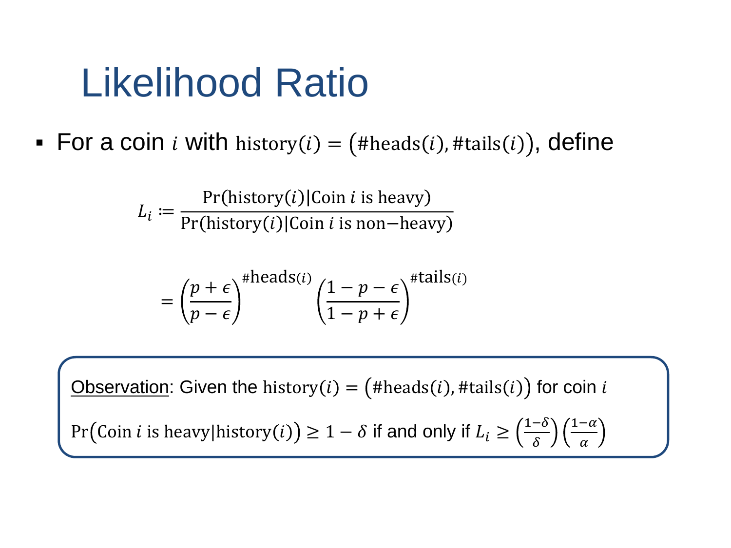# Likelihood Ratio

- For a coin $i$ with $\text{history}(i) = \left(\#\text{heads}(i), \#\text{tails}(i)\right)$, define

$$L_i \coloneqq \frac{\Pr(\text{history}(i) | \text{Coin } i \text{ is heavy})}{\Pr(\text{history}(i) | \text{Coin } i \text{ is non-heavy})}$$

$$= \left(\frac{p+\epsilon}{p-\epsilon}\right)^{\#\text{heads}(i)} \left(\frac{1-p-\epsilon}{1-p+\epsilon}\right)^{\#\text{tails}(i)}$$

<u>Observation</u>: Given the $\text{history}(i) = \left(\#\text{heads}(i), \#\text{tails}(i)\right)$ for coin $i$

$\Pr\left(\text{Coin } i \text{ is heavy} | \text{history}(i)\right) \geq 1-\delta$ if and only if $L_i \geq \left(\frac{1-\delta}{\delta}\right)\left(\frac{1-\alpha}{\alpha}\right)$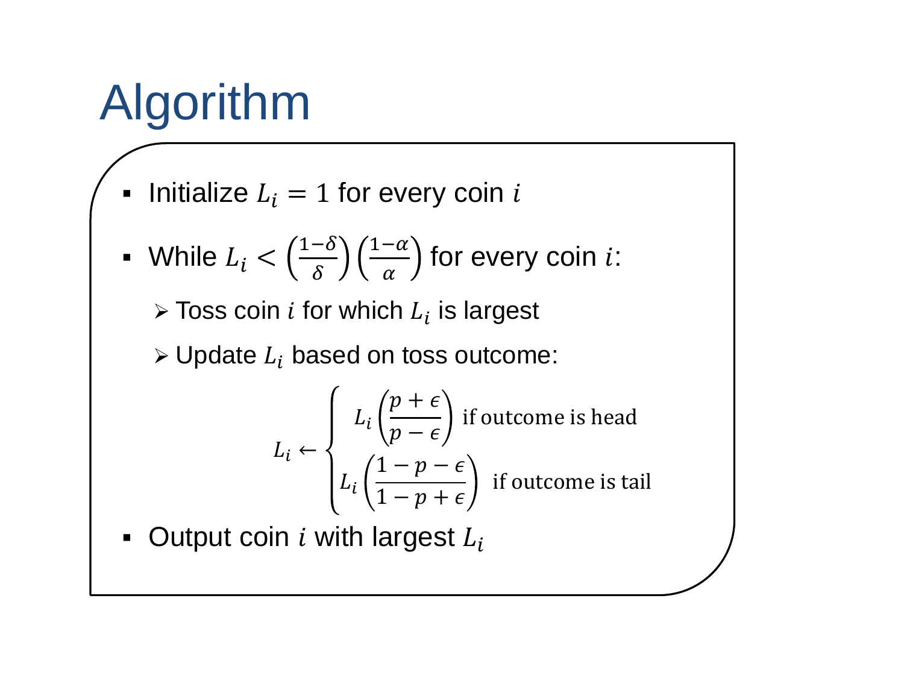# Algorithm

- Initialize $L_i = 1$ for every coin $i$
- While $L_i < \left(\frac{1-\delta}{\delta}\right)\left(\frac{1-\alpha}{\alpha}\right)$ for every coin $i$:
  - Toss coin $i$ for which $L_i$ is largest
  - Update $L_i$ based on toss outcome:

$$L_i \leftarrow \begin{cases} L_i\left(\dfrac{p+\epsilon}{p-\epsilon}\right) \text{ if outcome is head} \\ L_i\left(\dfrac{1-p-\epsilon}{1-p+\epsilon}\right) \text{ if outcome is tail} \end{cases}$$

- Output coin $i$ with largest $L_i$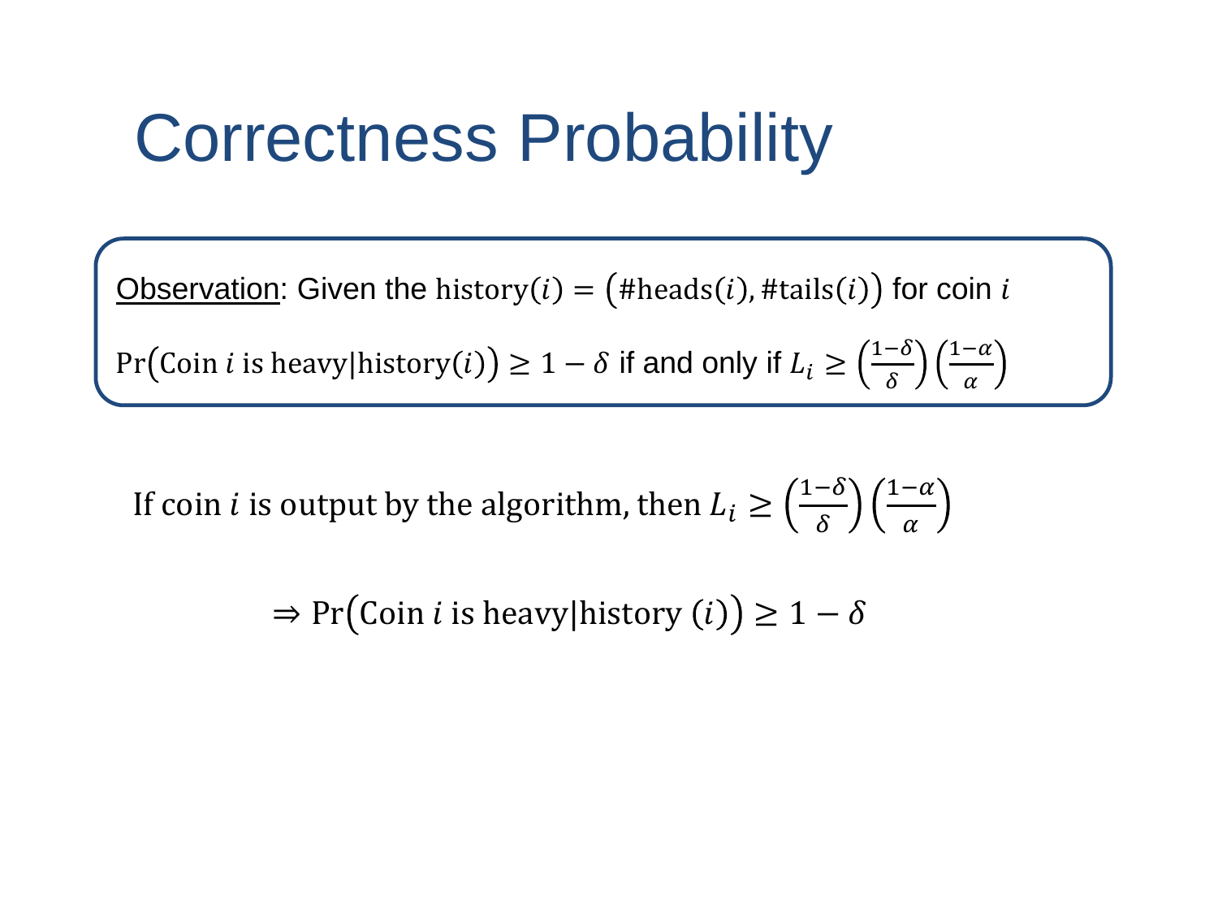# Correctness Probability

Observation: Given the $\text{history}(i) = (\#\text{heads}(i), \#\text{tails}(i))$ for coin $i$

$\Pr(\text{Coin } i \text{ is heavy} | \text{history}(i)) \geq 1 - \delta$ if and only if $L_i \geq \left(\frac{1-\delta}{\delta}\right)\left(\frac{1-\alpha}{\alpha}\right)$

If coin $i$ is output by the algorithm, then $L_i \geq \left(\frac{1-\delta}{\delta}\right)\left(\frac{1-\alpha}{\alpha}\right)$

$$\Rightarrow \Pr(\text{Coin } i \text{ is heavy} | \text{history } (i)) \geq 1 - \delta$$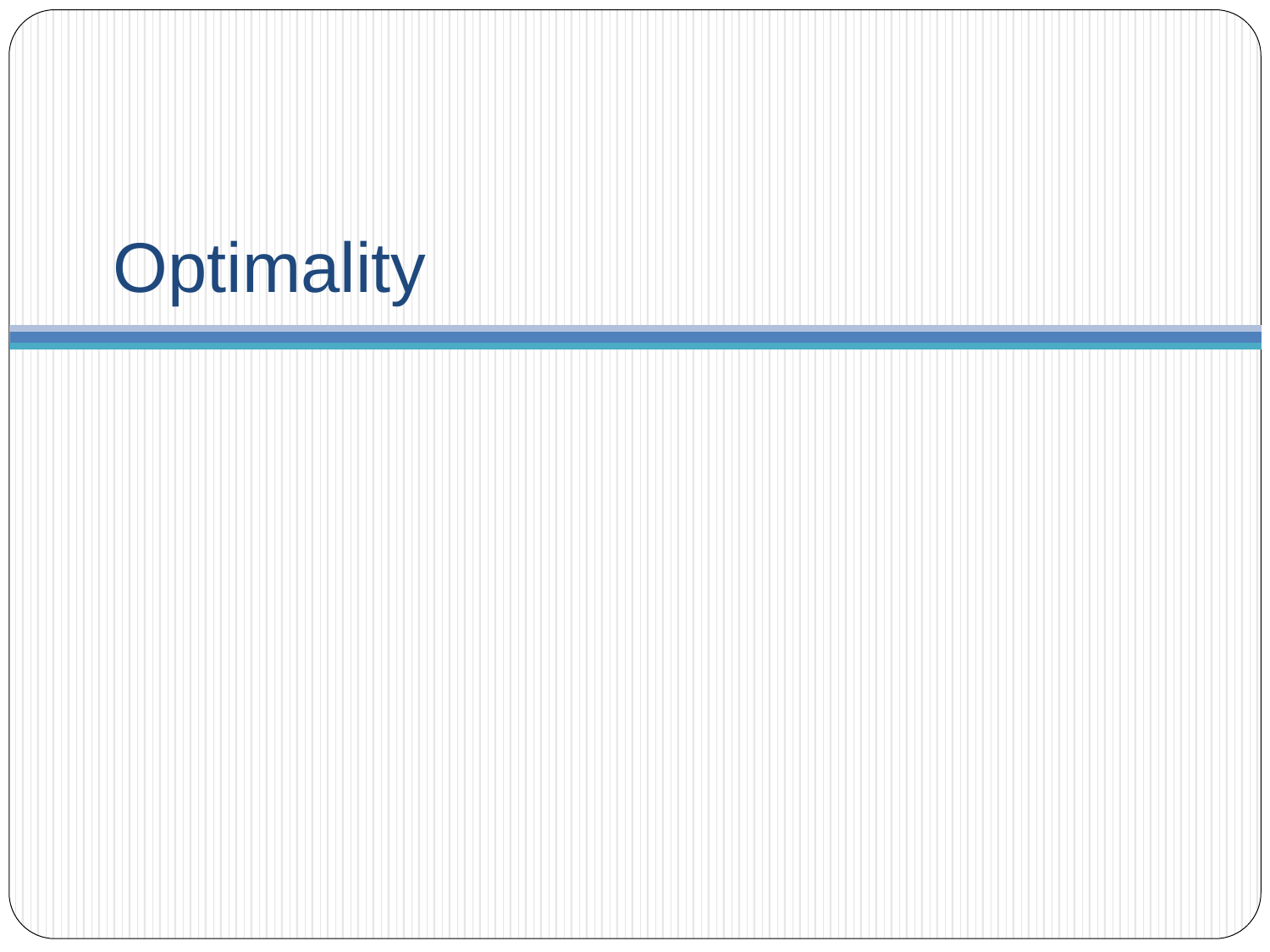# Optimality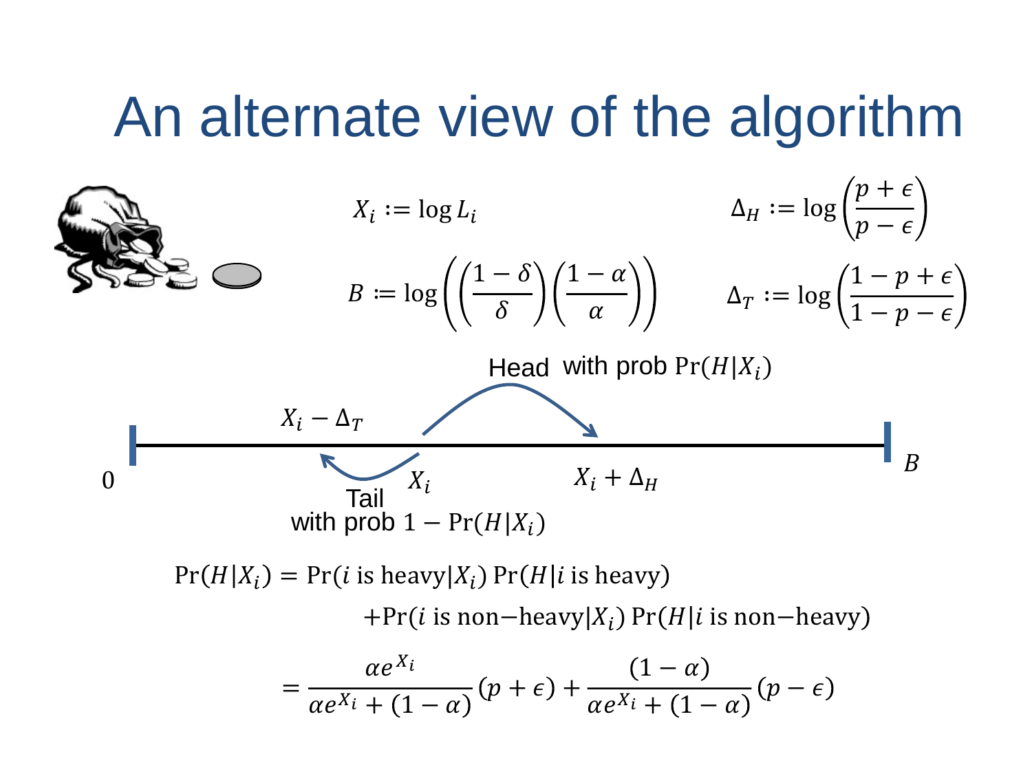# An alternate view of the algorithm

$$X_i := \log L_i \qquad \Delta_H := \log\left(\frac{p+\epsilon}{p-\epsilon}\right)$$

$$B := \log\left(\left(\frac{1-\delta}{\delta}\right)\left(\frac{1-\alpha}{\alpha}\right)\right) \qquad \Delta_T := \log\left(\frac{1-p+\epsilon}{1-p-\epsilon}\right)$$

Head with prob $\Pr(H|X_i)$

$X_i - \Delta_T$

0 $X_i$ $X_i + \Delta_H$ $B$

Tail with prob $1 - \Pr(H|X_i)$

$$\Pr(H|X_i) = \Pr(i \text{ is heavy}|X_i)\Pr(H|i \text{ is heavy}) + \Pr(i \text{ is non-heavy}|X_i)\Pr(H|i \text{ is non-heavy})$$

$$= \frac{\alpha e^{X_i}}{\alpha e^{X_i} + (1-\alpha)}(p+\epsilon) + \frac{(1-\alpha)}{\alpha e^{X_i} + (1-\alpha)}(p-\epsilon)$$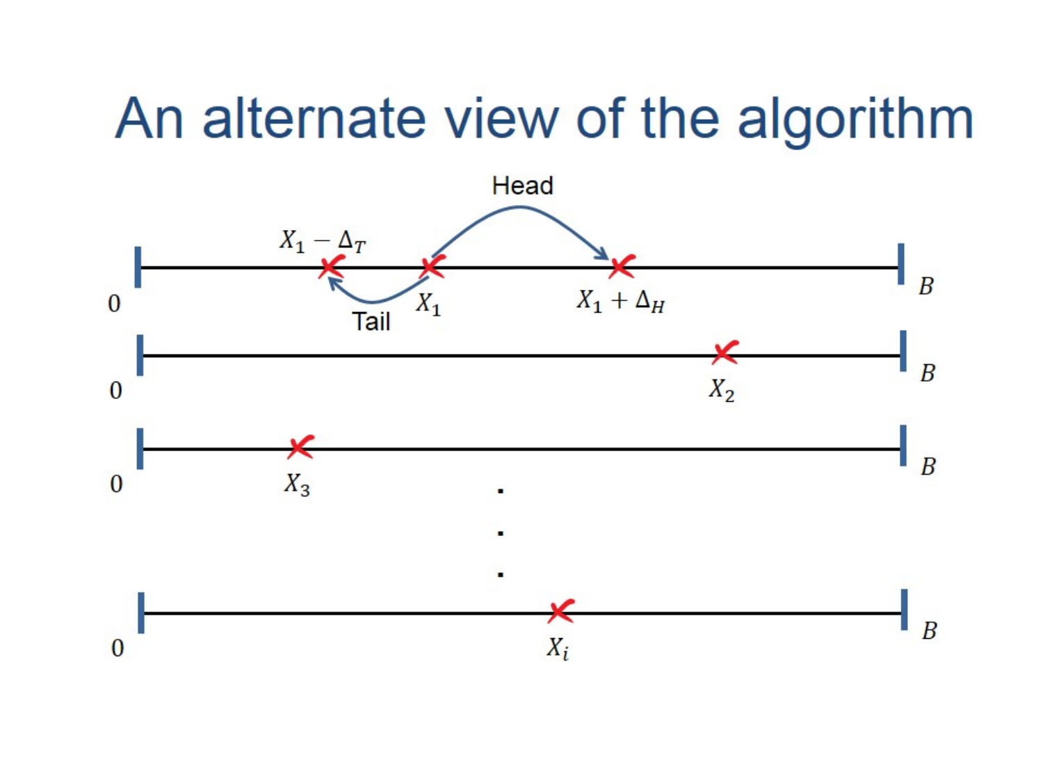# An alternate view of the algorithm

Head

$X_1 - \Delta_T$

$X_1$

$X_1 + \Delta_H$

Tail

0 $B$

$X_2$

0 $B$

$X_3$

0 $B$

.
.
.

$X_i$

0 $B$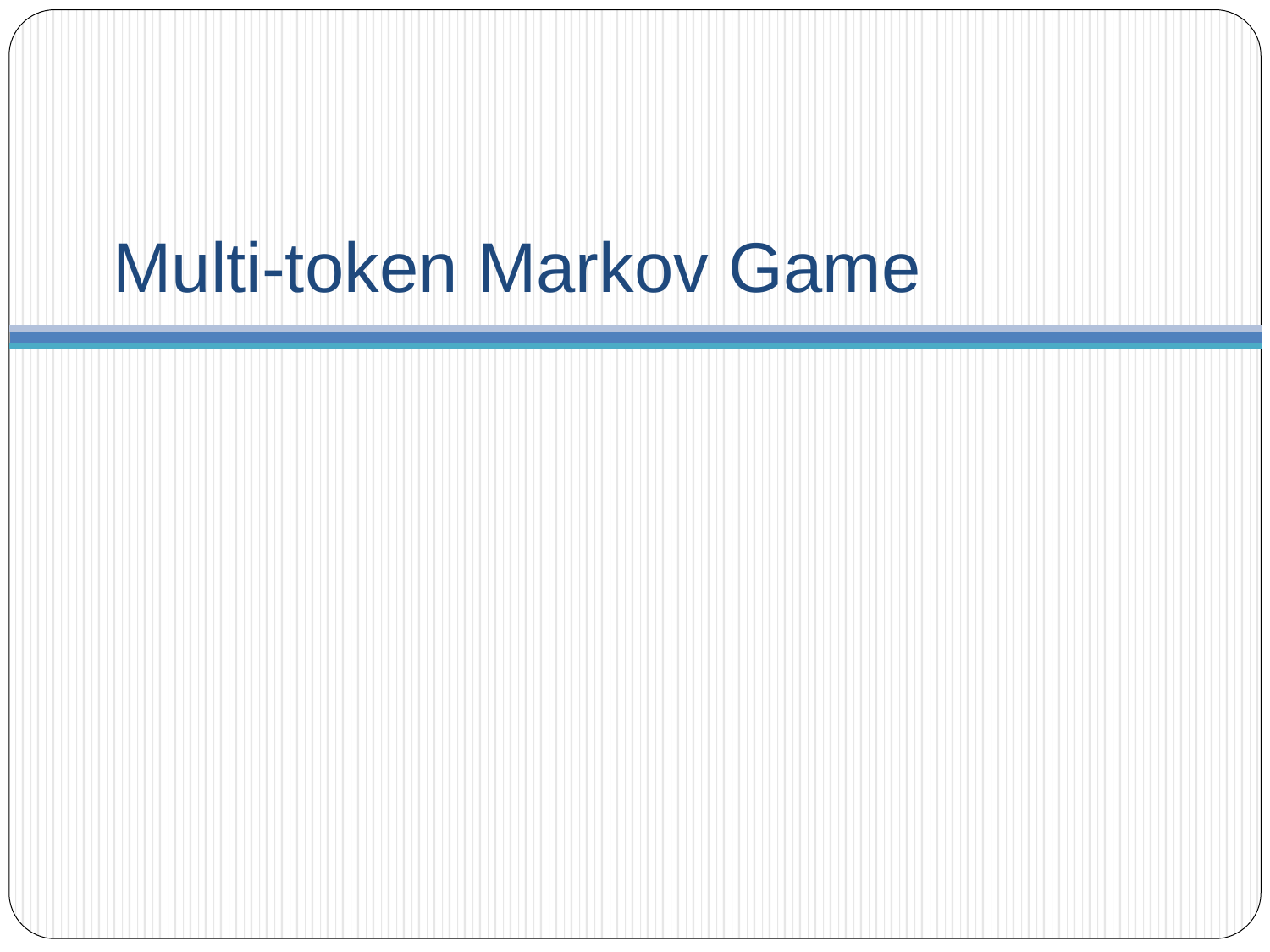# Multi-token Markov Game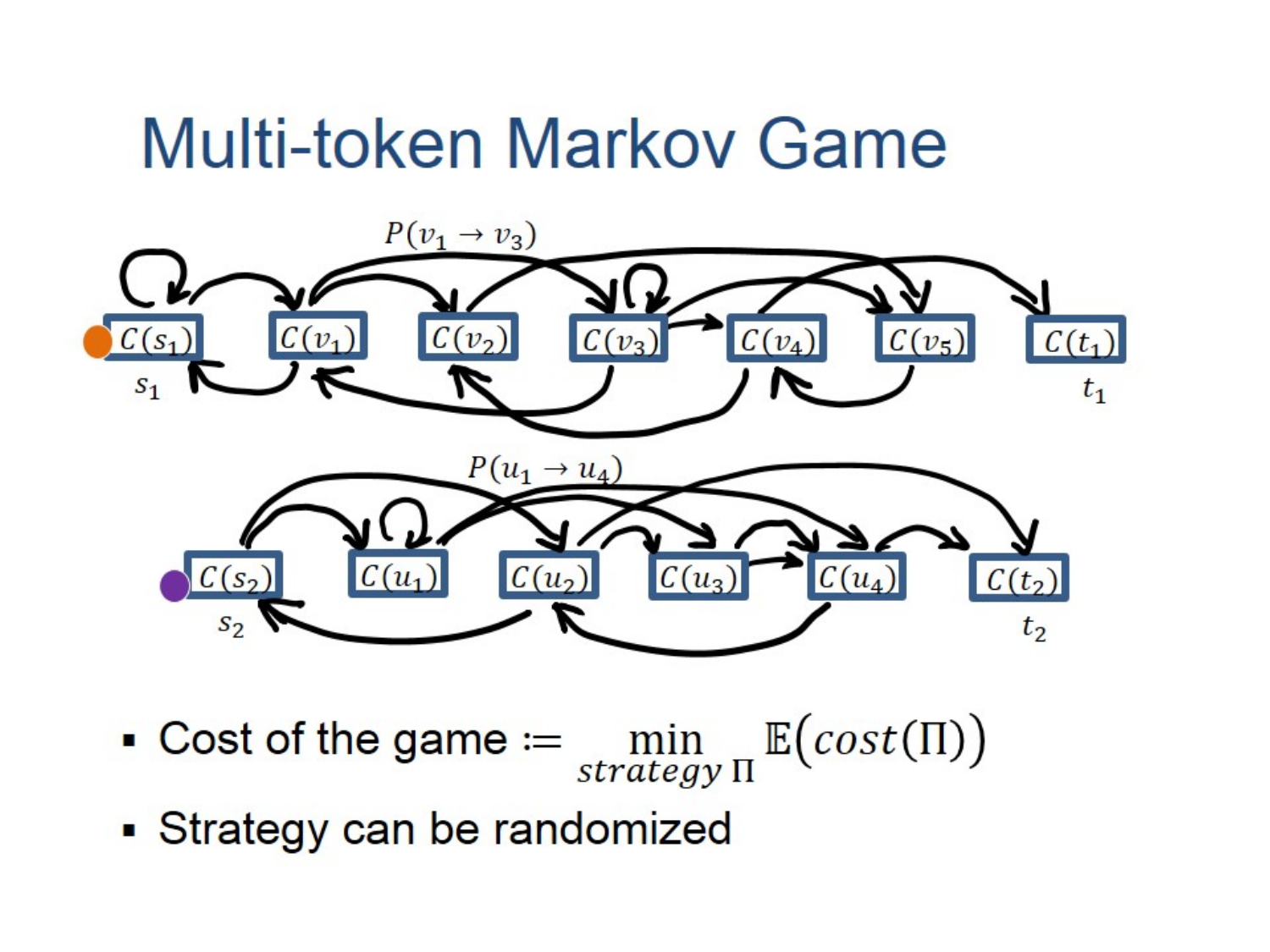# Multi-token Markov Game

- Cost of the game $:= \min_{strategy\ \Pi} \mathbb{E}(cost(\Pi))$
- Strategy can be randomized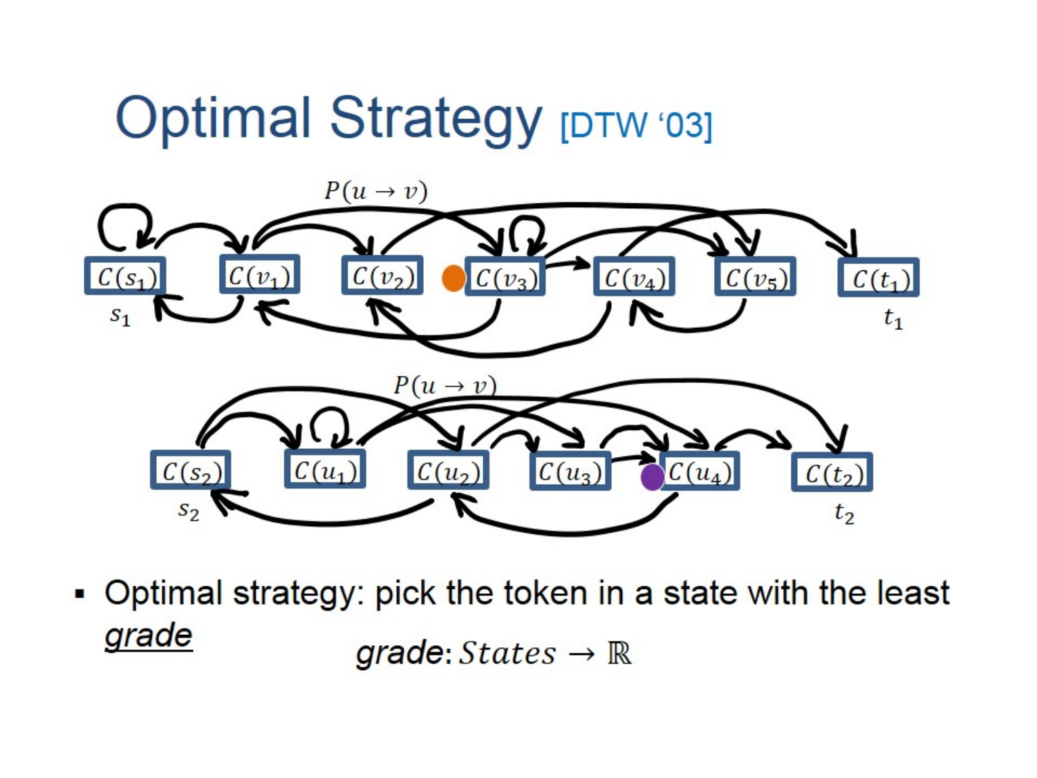# Optimal Strategy [DTW '03]

- Optimal strategy: pick the token in a state with the least *grade*

  *grade*: $States \rightarrow \mathbb{R}$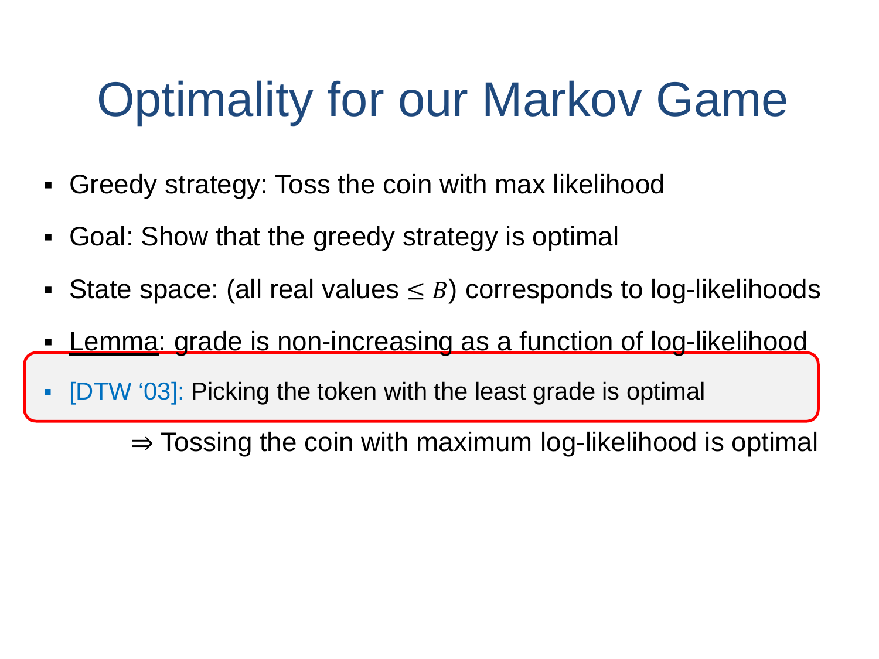# Optimality for our Markov Game

- Greedy strategy: Toss the coin with max likelihood
- Goal: Show that the greedy strategy is optimal
- State space: (all real values $\leq B$) corresponds to log-likelihoods
- <u>Lemma</u>: grade is non-increasing as a function of log-likelihood
- [DTW '03]: Picking the token with the least grade is optimal

  $\Rightarrow$ Tossing the coin with maximum log-likelihood is optimal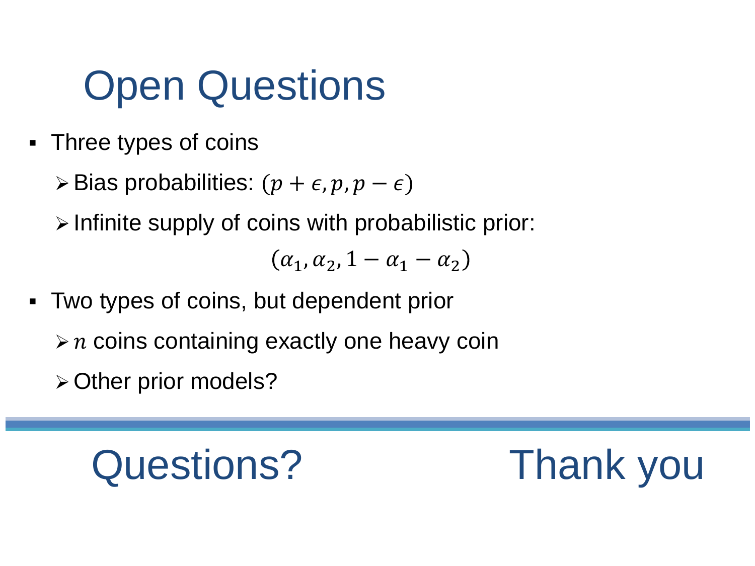# Open Questions

- Three types of coins
  - Bias probabilities: $(p + \epsilon, p, p - \epsilon)$
  - Infinite supply of coins with probabilistic prior:

$$(\alpha_1, \alpha_2, 1 - \alpha_1 - \alpha_2)$$

- Two types of coins, but dependent prior
  - $n$ coins containing exactly one heavy coin
  - Other prior models?

Questions?

Thank you